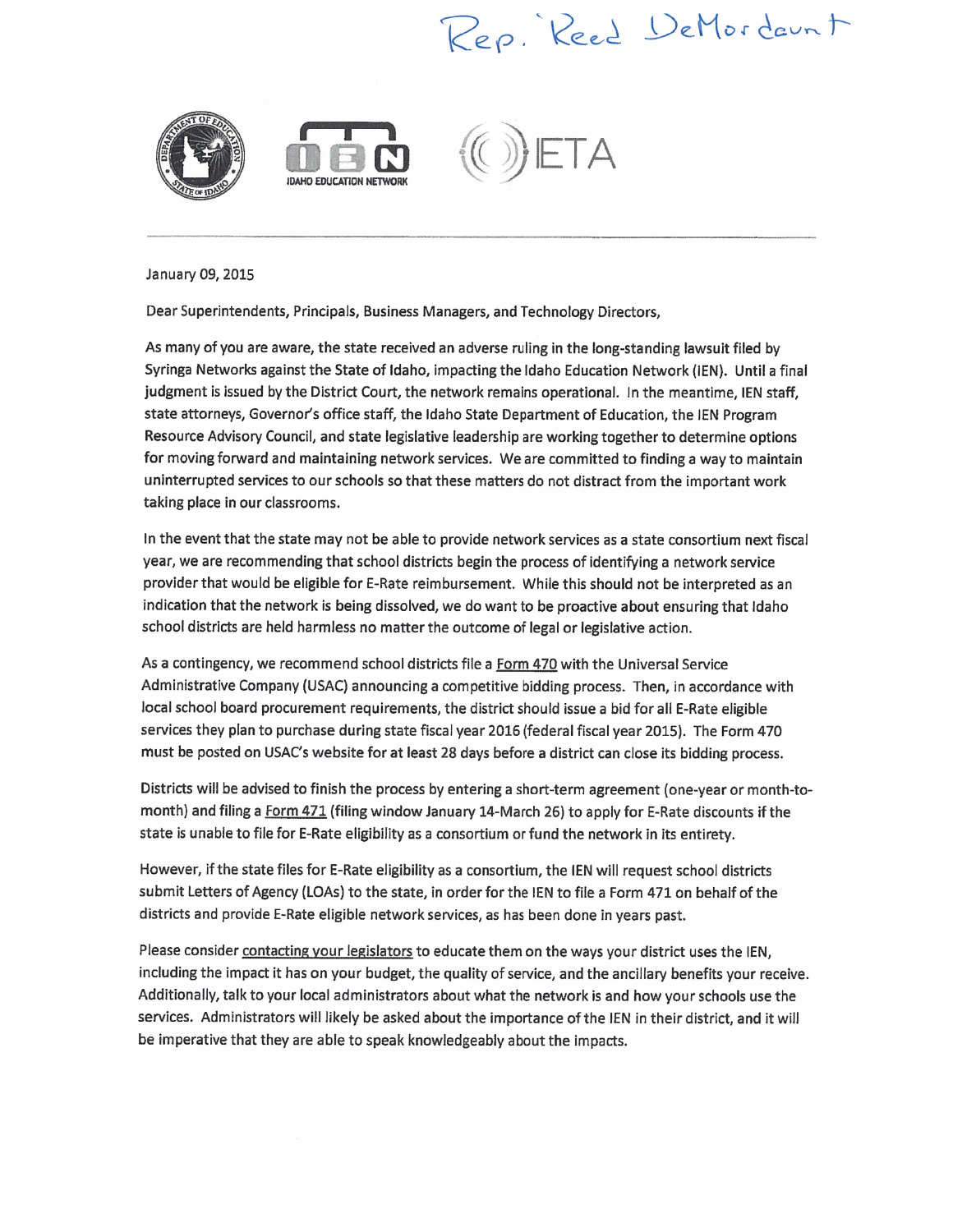Rep. Reed DeMordaunt

IDAHO EDUCATION NETWORK

IETA

January 09, 2015

Dear Superintendents, Principals, Business Managers, and Technology Directors,

As many of you are aware, the state received an adverse ruling in the long-standing lawsuit filed by Syringa Networks against the State of Idaho, impacting the Idaho Education Network (IEN). Until a final judgment is issued by the District Court, the network remains operational. In the meantime, IEN staff, state attorneys, Governor's office staff, the Idaho State Department of Education, the IEN Program Resource Advisory Council, and state legislative leadership are working together to determine options for moving forward and maintaining network services. We are committed to finding a way to maintain uninterrupted services to our schools so that these matters do not distract from the important work taking place in our classrooms.

In the event that the state may not be able to provide network services as a state consortium next fiscal year, we are recommending that school districts begin the process of identifying a network service provider that would be eligible for E-Rate reimbursement. While this should not be interpreted as an indication that the network is being dissolved, we do want to be proactive about ensuring that Idaho school districts are held harmless no matter the outcome of legal or legislative action.

As a contingency, we recommend school districts file a Form 470 with the Universal Service Administrative Company (USAC) announcing a competitive bidding process. Then, in accordance with local school board procurement requirements, the district should issue a bid for all E-Rate eligible services they plan to purchase during state fiscal year 2016 (federal fiscal year 2015). The Form 470 must be posted on USAC's website for at least 28 days before a district can close its bidding process.

Districts will be advised to finish the process by entering a short-term agreement (one-year or month-to-month) and filing a Form 471 (filing window January 14-March 26) to apply for E-Rate discounts if the state is unable to file for E-Rate eligibility as a consortium or fund the network in its entirety.

However, if the state files for E-Rate eligibility as a consortium, the IEN will request school districts submit Letters of Agency (LOAs) to the state, in order for the IEN to file a Form 471 on behalf of the districts and provide E-Rate eligible network services, as has been done in years past.

Please consider contacting your legislators to educate them on the ways your district uses the IEN, including the impact it has on your budget, the quality of service, and the ancillary benefits your receive. Additionally, talk to your local administrators about what the network is and how your schools use the services. Administrators will likely be asked about the importance of the IEN in their district, and it will be imperative that they are able to speak knowledgeably about the impacts.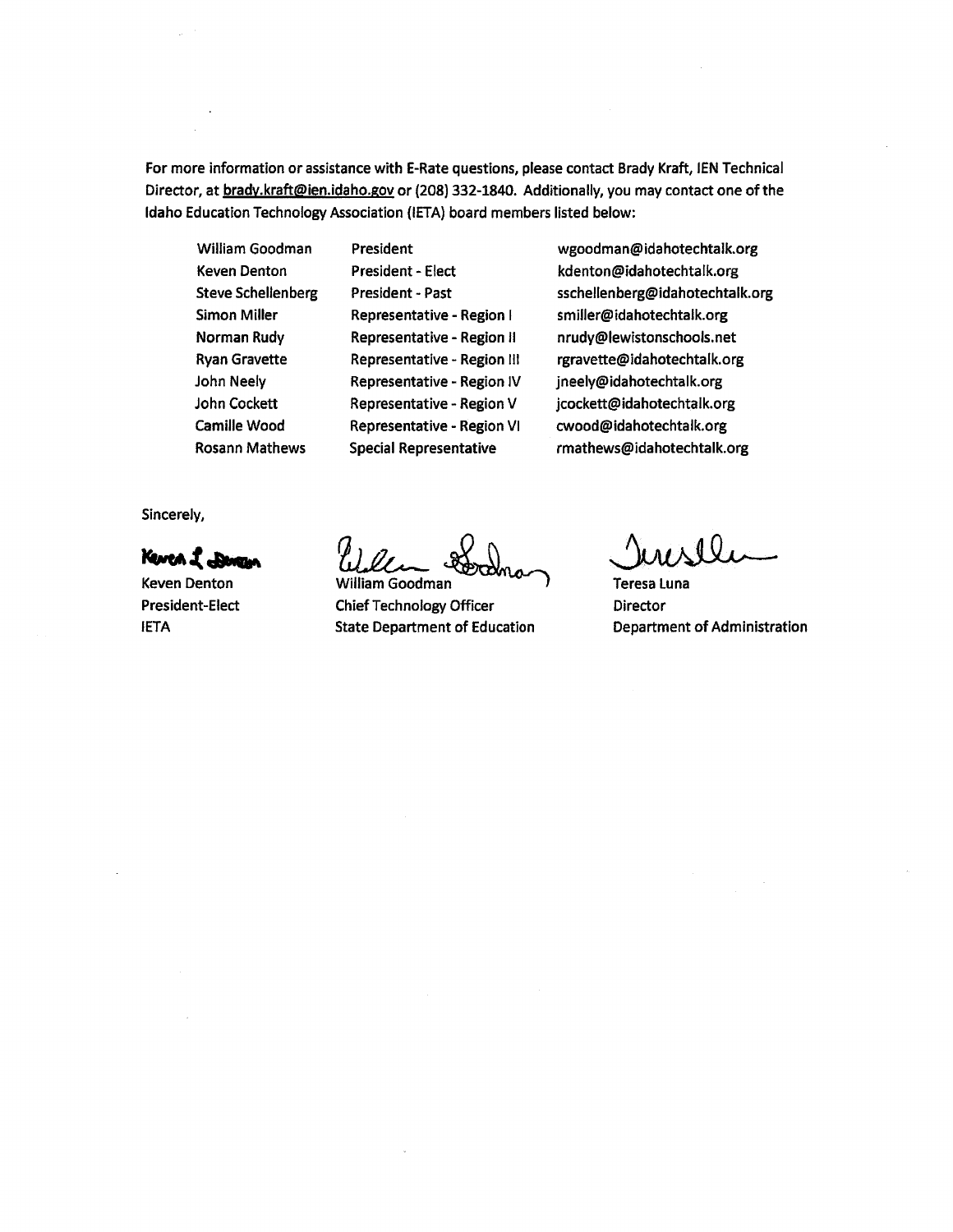For more information or assistance with E-Rate questions, please contact Brady Kraft, IEN Technical Director, at brady.kraft@ien.idaho.gov or (208) 332-1840. Additionally, you may contact one of the Idaho Education Technology Association (IETA) board members listed below:

| | | |
|---|---|---|
| William Goodman | President | wgoodman@idahotechtalk.org |
| Keven Denton | President - Elect | kdenton@idahotechtalk.org |
| Steve Schellenberg | President - Past | sschellenberg@idahotechtalk.org |
| Simon Miller | Representative - Region I | smiller@idahotechtalk.org |
| Norman Rudy | Representative - Region II | nrudy@lewistonschools.net |
| Ryan Gravette | Representative - Region III | rgravette@idahotechtalk.org |
| John Neely | Representative - Region IV | jneely@idahotechtalk.org |
| John Cockett | Representative - Region V | jcockett@idahotechtalk.org |
| Camille Wood | Representative - Region VI | cwood@idahotechtalk.org |
| Rosann Mathews | Special Representative | rmathews@idahotechtalk.org |

Sincerely,

Keven Denton
President-Elect
IETA

William Goodman
Chief Technology Officer
State Department of Education

Teresa Luna
Director
Department of Administration